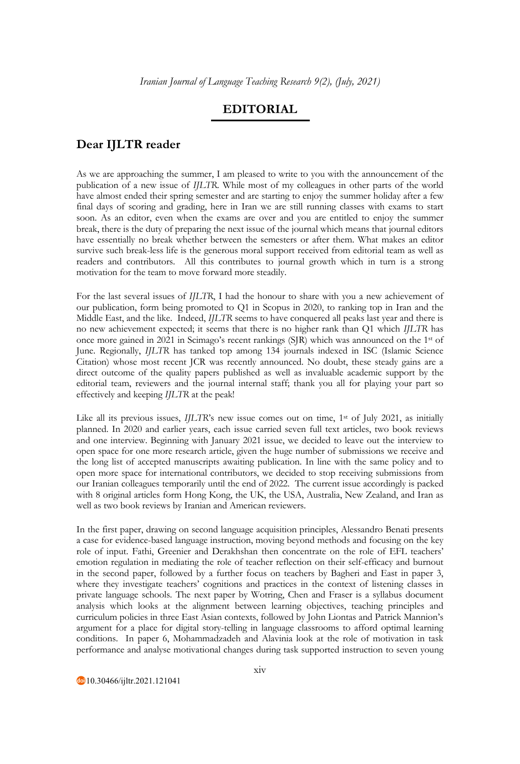# EDITORIAL

## Dear IJLTR reader

As we are approaching the summer, I am pleased to write to you with the announcement of the publication of a new issue of *IJLTR*. While most of my colleagues in other parts of the world have almost ended their spring semester and are starting to enjoy the summer holiday after a few final days of scoring and grading, here in Iran we are still running classes with exams to start soon. As an editor, even when the exams are over and you are entitled to enjoy the summer break, there is the duty of preparing the next issue of the journal which means that journal editors have essentially no break whether between the semesters or after them. What makes an editor survive such break-less life is the generous moral support received from editorial team as well as readers and contributors. All this contributes to journal growth which in turn is a strong motivation for the team to move forward more steadily.

For the last several issues of *IJLTR*, I had the honour to share with you a new achievement of our publication, form being promoted to Q1 in Scopus in 2020, to ranking top in Iran and the Middle East, and the like. Indeed, *IJLTR* seems to have conquered all peaks last year and there is no new achievement expected; it seems that there is no higher rank than Q1 which *IJLTR* has once more gained in 2021 in Scimago's recent rankings (SJR) which was announced on the 1st of June. Regionally, *IJLTR* has tanked top among 134 journals indexed in ISC (Islamic Science Citation) whose most recent JCR was recently announced. No doubt, these steady gains are a direct outcome of the quality papers published as well as invaluable academic support by the editorial team, reviewers and the journal internal staff; thank you all for playing your part so effectively and keeping *IJLTR* at the peak!

Like all its previous issues, *IJLTR*'s new issue comes out on time, 1st of July 2021, as initially planned. In 2020 and earlier years, each issue carried seven full text articles, two book reviews and one interview. Beginning with January 2021 issue, we decided to leave out the interview to open space for one more research article, given the huge number of submissions we receive and the long list of accepted manuscripts awaiting publication. In line with the same policy and to open more space for international contributors, we decided to stop receiving submissions from our Iranian colleagues temporarily until the end of 2022. The current issue accordingly is packed with 8 original articles form Hong Kong, the UK, the USA, Australia, New Zealand, and Iran as well as two book reviews by Iranian and American reviewers.

In the first paper, drawing on second language acquisition principles, Alessandro Benati presents a case for evidence-based language instruction, moving beyond methods and focusing on the key role of input. Fathi, Greenier and Derakhshan then concentrate on the role of EFL teachers' emotion regulation in mediating the role of teacher reflection on their self-efficacy and burnout in the second paper, followed by a further focus on teachers by Bagheri and East in paper 3, where they investigate teachers' cognitions and practices in the context of listening classes in private language schools. The next paper by Wotring, Chen and Fraser is a syllabus document analysis which looks at the alignment between learning objectives, teaching principles and curriculum policies in three East Asian contexts, followed by John Liontas and Patrick Mannion's argument for a place for digital story-telling in language classrooms to afford optimal learning conditions. In paper 6, Mohammadzadeh and Alavinia look at the role of motivation in task performance and analyse motivational changes during task supported instruction to seven young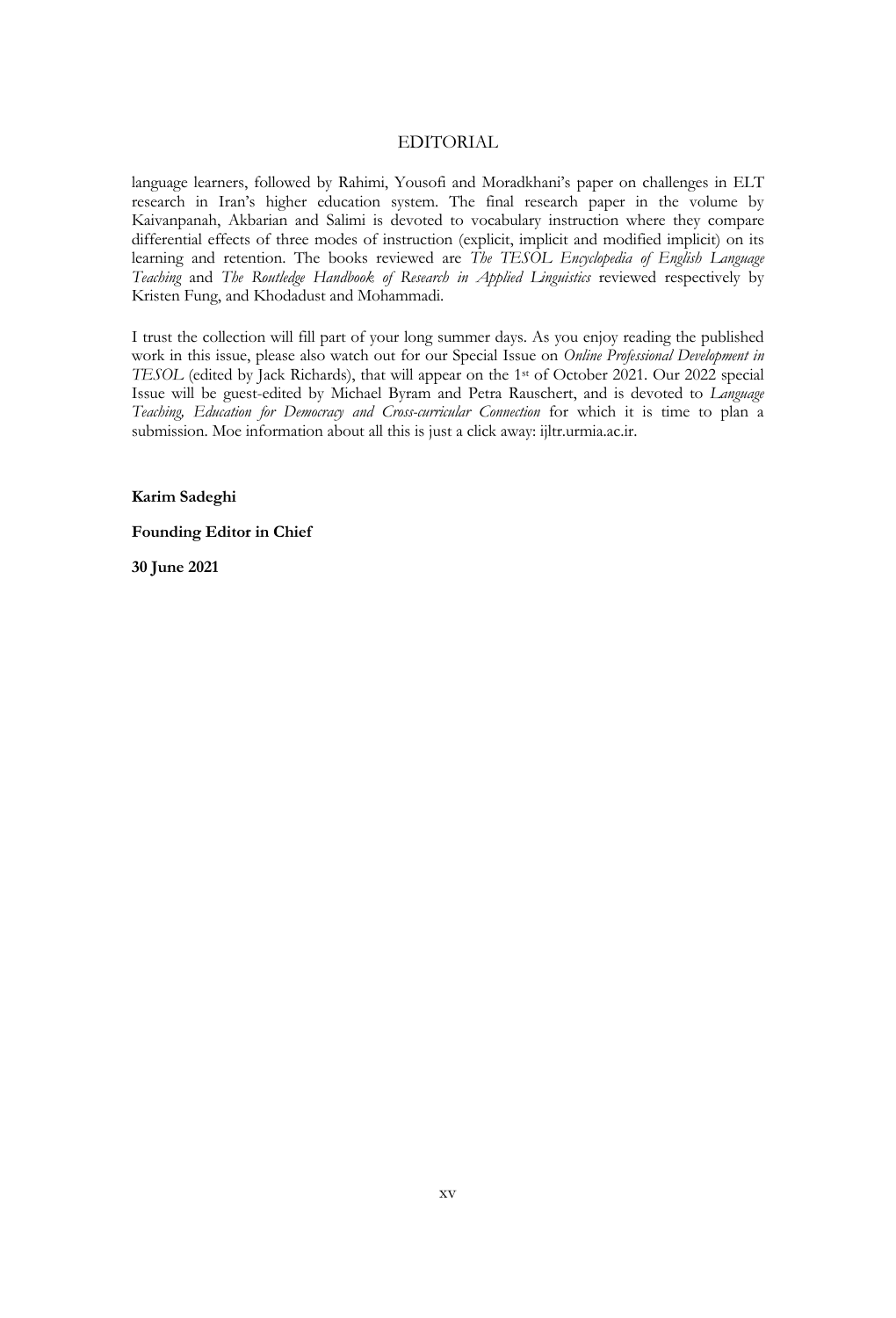language learners, followed by Rahimi, Yousofi and Moradkhani's paper on challenges in ELT research in Iran's higher education system. The final research paper in the volume by Kaivanpanah, Akbarian and Salimi is devoted to vocabulary instruction where they compare differential effects of three modes of instruction (explicit, implicit and modified implicit) on its learning and retention. The books reviewed are *The TESOL Encyclopedia of English Language Teaching* and *The Routledge Handbook of Research in Applied Linguistics* reviewed respectively by Kristen Fung, and Khodadust and Mohammadi.

I trust the collection will fill part of your long summer days. As you enjoy reading the published work in this issue, please also watch out for our Special Issue on *Online Professional Development in TESOL* (edited by Jack Richards), that will appear on the 1st of October 2021. Our 2022 special Issue will be guest-edited by Michael Byram and Petra Rauschert, and is devoted to *Language Teaching, Education for Democracy and Cross-curricular Connection* for which it is time to plan a submission. Moe information about all this is just a click away: ijltr.urmia.ac.ir.

**Karim Sadeghi**

**Founding Editor in Chief**

**30 June 2021**